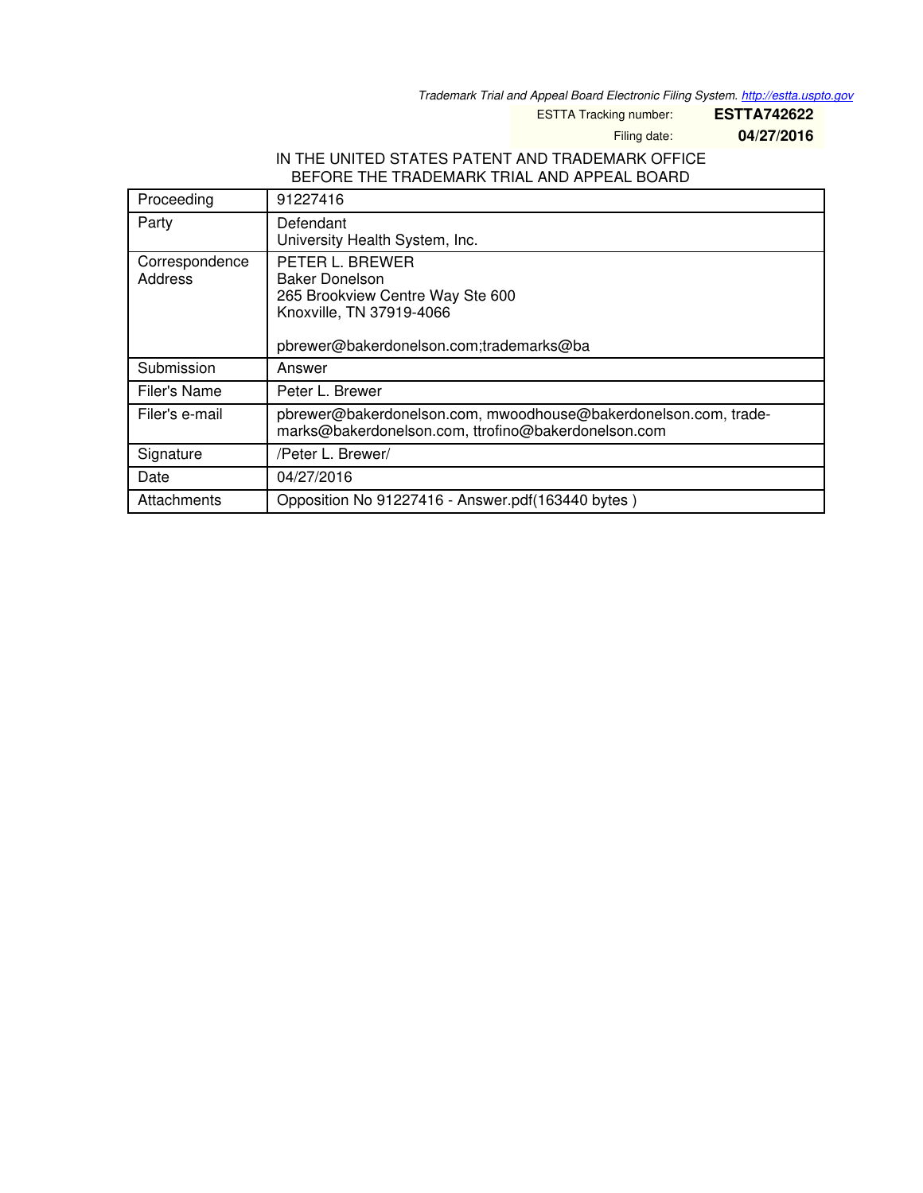*Trademark Trial and Appeal Board Electronic Filing System. http://estta.uspto.gov*

| | |
|---|---|
| ESTTA Tracking number: | **ESTTA742622** |
| Filing date: | **04/27/2016** |

IN THE UNITED STATES PATENT AND TRADEMARK OFFICE
BEFORE THE TRADEMARK TRIAL AND APPEAL BOARD

| | |
|---|---|
| Proceeding | 91227416 |
| Party | Defendant<br>University Health System, Inc. |
| Correspondence Address | PETER L. BREWER<br>Baker Donelson<br>265 Brookview Centre Way Ste 600<br>Knoxville, TN 37919-4066<br><br>pbrewer@bakerdonelson.com;trademarks@ba |
| Submission | Answer |
| Filer's Name | Peter L. Brewer |
| Filer's e-mail | pbrewer@bakerdonelson.com, mwoodhouse@bakerdonelson.com, trademarks@bakerdonelson.com, ttrofino@bakerdonelson.com |
| Signature | /Peter L. Brewer/ |
| Date | 04/27/2016 |
| Attachments | Opposition No 91227416 - Answer.pdf(163440 bytes ) |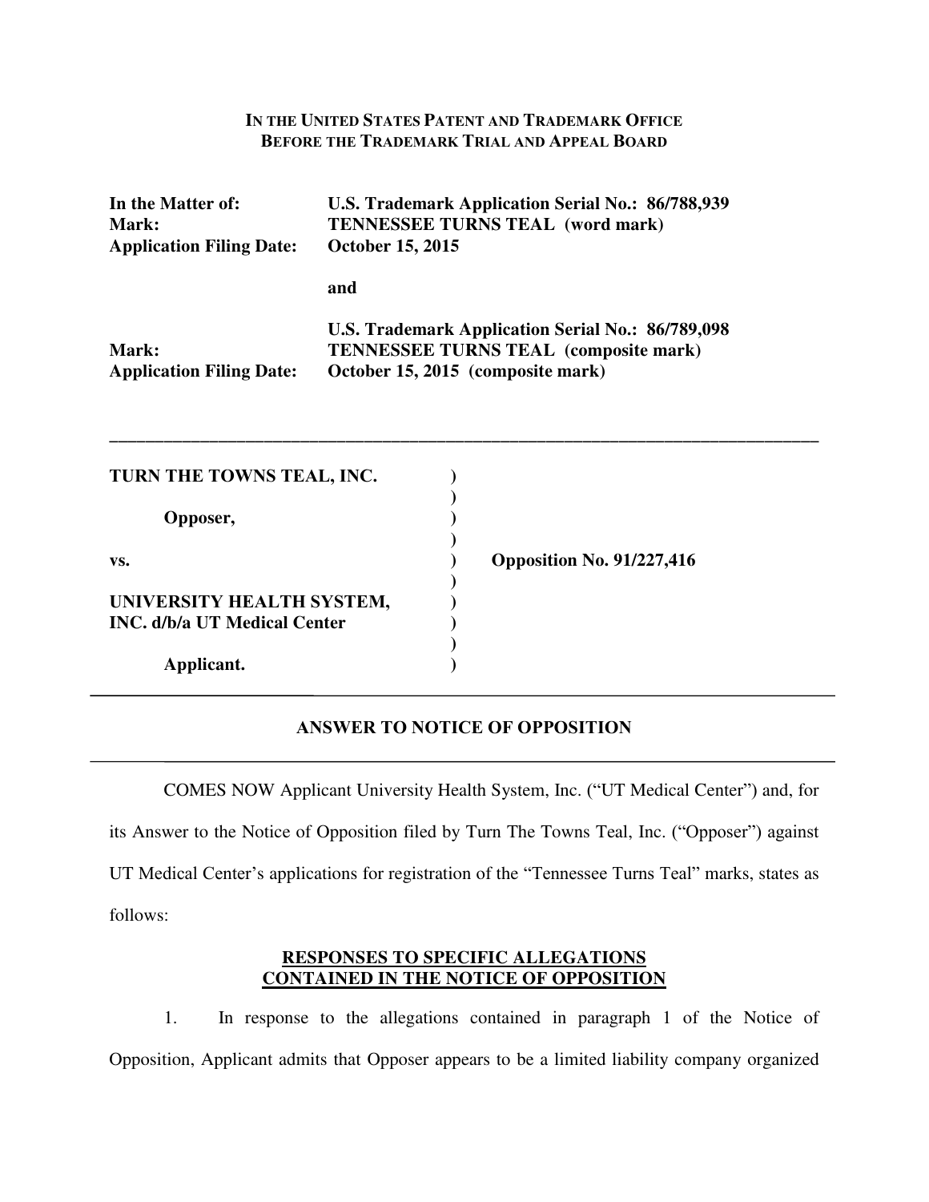**IN THE UNITED STATES PATENT AND TRADEMARK OFFICE**
**BEFORE THE TRADEMARK TRIAL AND APPEAL BOARD**

| | |
|---|---|
| **In the Matter of:** | **U.S. Trademark Application Serial No.: 86/788,939** |
| **Mark:** | **TENNESSEE TURNS TEAL (word mark)** |
| **Application Filing Date:** | **October 15, 2015** |
| | **and** |
| | **U.S. Trademark Application Serial No.: 86/789,098** |
| **Mark:** | **TENNESSEE TURNS TEAL (composite mark)** |
| **Application Filing Date:** | **October 15, 2015 (composite mark)** |

---

| | | |
|---|---|---|
| **TURN THE TOWNS TEAL, INC.** | ) | |
| | ) | |
| **Opposer,** | ) | |
| | ) | |
| **vs.** | ) | **Opposition No. 91/227,416** |
| | ) | |
| **UNIVERSITY HEALTH SYSTEM, INC. d/b/a UT Medical Center** | ) | |
| | ) | |
| **Applicant.** | ) | |

## ANSWER TO NOTICE OF OPPOSITION

COMES NOW Applicant University Health System, Inc. ("UT Medical Center") and, for its Answer to the Notice of Opposition filed by Turn The Towns Teal, Inc. ("Opposer") against UT Medical Center's applications for registration of the "Tennessee Turns Teal" marks, states as follows:

### RESPONSES TO SPECIFIC ALLEGATIONS CONTAINED IN THE NOTICE OF OPPOSITION

1. In response to the allegations contained in paragraph 1 of the Notice of Opposition, Applicant admits that Opposer appears to be a limited liability company organized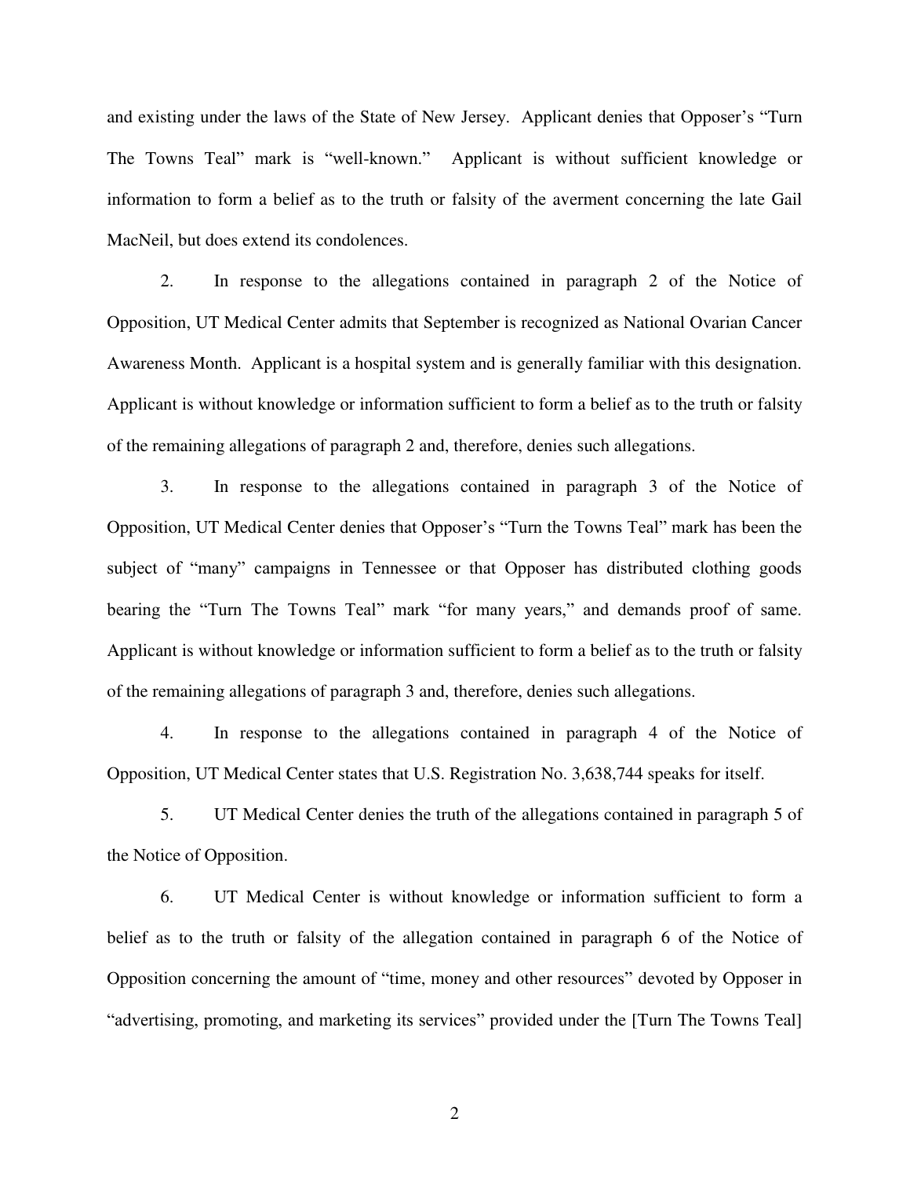and existing under the laws of the State of New Jersey. Applicant denies that Opposer's "Turn The Towns Teal" mark is "well-known." Applicant is without sufficient knowledge or information to form a belief as to the truth or falsity of the averment concerning the late Gail MacNeil, but does extend its condolences.

2. In response to the allegations contained in paragraph 2 of the Notice of Opposition, UT Medical Center admits that September is recognized as National Ovarian Cancer Awareness Month. Applicant is a hospital system and is generally familiar with this designation. Applicant is without knowledge or information sufficient to form a belief as to the truth or falsity of the remaining allegations of paragraph 2 and, therefore, denies such allegations.

3. In response to the allegations contained in paragraph 3 of the Notice of Opposition, UT Medical Center denies that Opposer's "Turn the Towns Teal" mark has been the subject of "many" campaigns in Tennessee or that Opposer has distributed clothing goods bearing the "Turn The Towns Teal" mark "for many years," and demands proof of same. Applicant is without knowledge or information sufficient to form a belief as to the truth or falsity of the remaining allegations of paragraph 3 and, therefore, denies such allegations.

4. In response to the allegations contained in paragraph 4 of the Notice of Opposition, UT Medical Center states that U.S. Registration No. 3,638,744 speaks for itself.

5. UT Medical Center denies the truth of the allegations contained in paragraph 5 of the Notice of Opposition.

6. UT Medical Center is without knowledge or information sufficient to form a belief as to the truth or falsity of the allegation contained in paragraph 6 of the Notice of Opposition concerning the amount of "time, money and other resources" devoted by Opposer in "advertising, promoting, and marketing its services" provided under the [Turn The Towns Teal]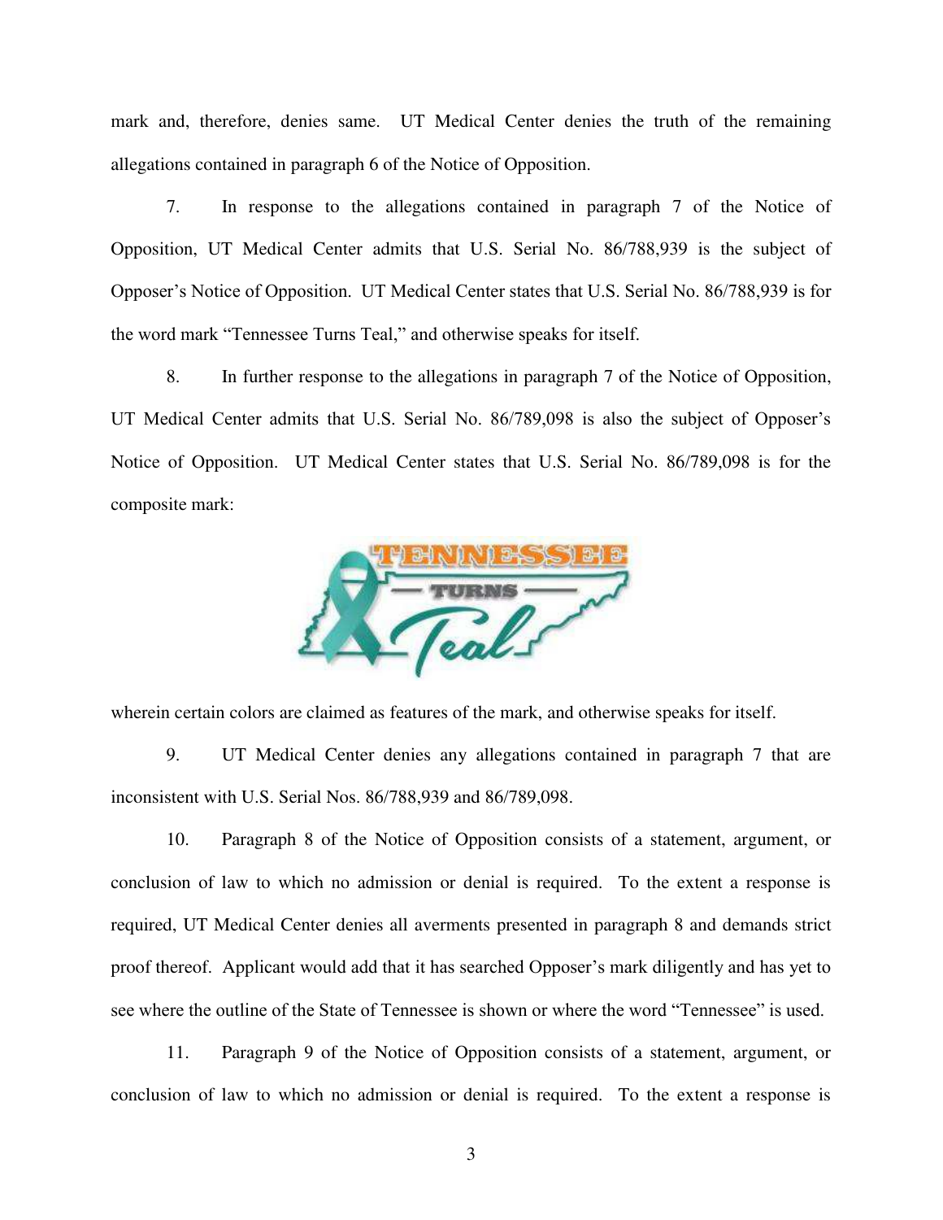mark and, therefore, denies same. UT Medical Center denies the truth of the remaining allegations contained in paragraph 6 of the Notice of Opposition.

7. In response to the allegations contained in paragraph 7 of the Notice of Opposition, UT Medical Center admits that U.S. Serial No. 86/788,939 is the subject of Opposer's Notice of Opposition. UT Medical Center states that U.S. Serial No. 86/788,939 is for the word mark "Tennessee Turns Teal," and otherwise speaks for itself.

8. In further response to the allegations in paragraph 7 of the Notice of Opposition, UT Medical Center admits that U.S. Serial No. 86/789,098 is also the subject of Opposer's Notice of Opposition. UT Medical Center states that U.S. Serial No. 86/789,098 is for the composite mark:

wherein certain colors are claimed as features of the mark, and otherwise speaks for itself.

9. UT Medical Center denies any allegations contained in paragraph 7 that are inconsistent with U.S. Serial Nos. 86/788,939 and 86/789,098.

10. Paragraph 8 of the Notice of Opposition consists of a statement, argument, or conclusion of law to which no admission or denial is required. To the extent a response is required, UT Medical Center denies all averments presented in paragraph 8 and demands strict proof thereof. Applicant would add that it has searched Opposer's mark diligently and has yet to see where the outline of the State of Tennessee is shown or where the word "Tennessee" is used.

11. Paragraph 9 of the Notice of Opposition consists of a statement, argument, or conclusion of law to which no admission or denial is required. To the extent a response is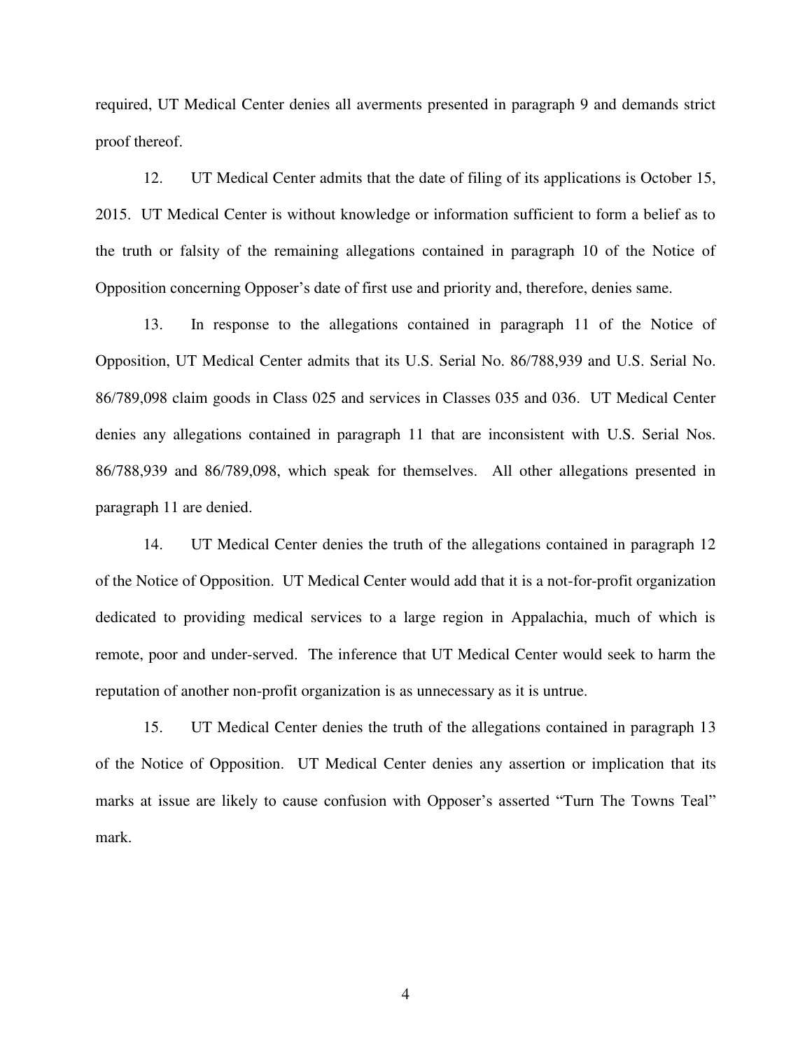required, UT Medical Center denies all averments presented in paragraph 9 and demands strict proof thereof.

12. UT Medical Center admits that the date of filing of its applications is October 15, 2015. UT Medical Center is without knowledge or information sufficient to form a belief as to the truth or falsity of the remaining allegations contained in paragraph 10 of the Notice of Opposition concerning Opposer's date of first use and priority and, therefore, denies same.

13. In response to the allegations contained in paragraph 11 of the Notice of Opposition, UT Medical Center admits that its U.S. Serial No. 86/788,939 and U.S. Serial No. 86/789,098 claim goods in Class 025 and services in Classes 035 and 036. UT Medical Center denies any allegations contained in paragraph 11 that are inconsistent with U.S. Serial Nos. 86/788,939 and 86/789,098, which speak for themselves. All other allegations presented in paragraph 11 are denied.

14. UT Medical Center denies the truth of the allegations contained in paragraph 12 of the Notice of Opposition. UT Medical Center would add that it is a not-for-profit organization dedicated to providing medical services to a large region in Appalachia, much of which is remote, poor and under-served. The inference that UT Medical Center would seek to harm the reputation of another non-profit organization is as unnecessary as it is untrue.

15. UT Medical Center denies the truth of the allegations contained in paragraph 13 of the Notice of Opposition. UT Medical Center denies any assertion or implication that its marks at issue are likely to cause confusion with Opposer's asserted "Turn The Towns Teal" mark.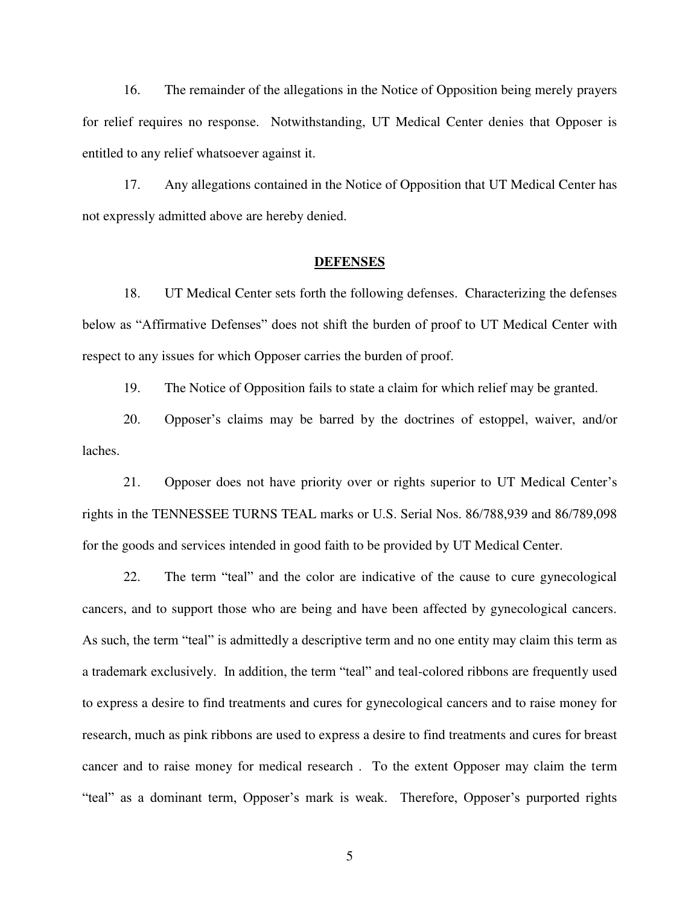16. The remainder of the allegations in the Notice of Opposition being merely prayers for relief requires no response. Notwithstanding, UT Medical Center denies that Opposer is entitled to any relief whatsoever against it.

17. Any allegations contained in the Notice of Opposition that UT Medical Center has not expressly admitted above are hereby denied.

## DEFENSES

18. UT Medical Center sets forth the following defenses. Characterizing the defenses below as "Affirmative Defenses" does not shift the burden of proof to UT Medical Center with respect to any issues for which Opposer carries the burden of proof.

19. The Notice of Opposition fails to state a claim for which relief may be granted.

20. Opposer's claims may be barred by the doctrines of estoppel, waiver, and/or laches.

21. Opposer does not have priority over or rights superior to UT Medical Center's rights in the TENNESSEE TURNS TEAL marks or U.S. Serial Nos. 86/788,939 and 86/789,098 for the goods and services intended in good faith to be provided by UT Medical Center.

22. The term "teal" and the color are indicative of the cause to cure gynecological cancers, and to support those who are being and have been affected by gynecological cancers. As such, the term "teal" is admittedly a descriptive term and no one entity may claim this term as a trademark exclusively. In addition, the term "teal" and teal-colored ribbons are frequently used to express a desire to find treatments and cures for gynecological cancers and to raise money for research, much as pink ribbons are used to express a desire to find treatments and cures for breast cancer and to raise money for medical research . To the extent Opposer may claim the term "teal" as a dominant term, Opposer's mark is weak. Therefore, Opposer's purported rights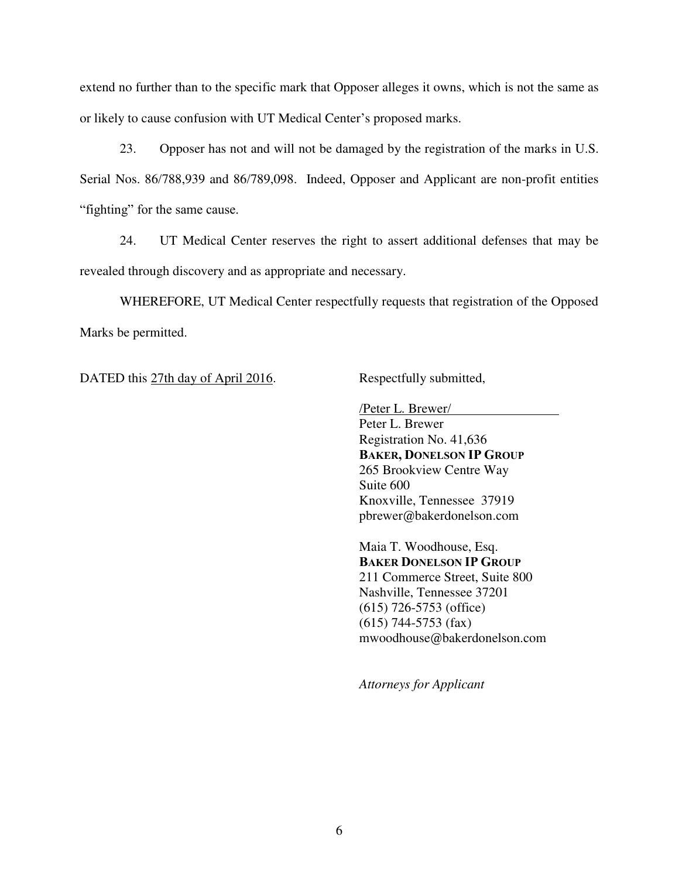extend no further than to the specific mark that Opposer alleges it owns, which is not the same as or likely to cause confusion with UT Medical Center's proposed marks.

23. Opposer has not and will not be damaged by the registration of the marks in U.S. Serial Nos. 86/788,939 and 86/789,098. Indeed, Opposer and Applicant are non-profit entities "fighting" for the same cause.

24. UT Medical Center reserves the right to assert additional defenses that may be revealed through discovery and as appropriate and necessary.

WHEREFORE, UT Medical Center respectfully requests that registration of the Opposed Marks be permitted.

DATED this 27th day of April 2016.

Respectfully submitted,

/Peter L. Brewer/
Peter L. Brewer
Registration No. 41,636
**BAKER, DONELSON IP GROUP**
265 Brookview Centre Way
Suite 600
Knoxville, Tennessee 37919
pbrewer@bakerdonelson.com

Maia T. Woodhouse, Esq.
**BAKER DONELSON IP GROUP**
211 Commerce Street, Suite 800
Nashville, Tennessee 37201
(615) 726-5753 (office)
(615) 744-5753 (fax)
mwoodhouse@bakerdonelson.com

*Attorneys for Applicant*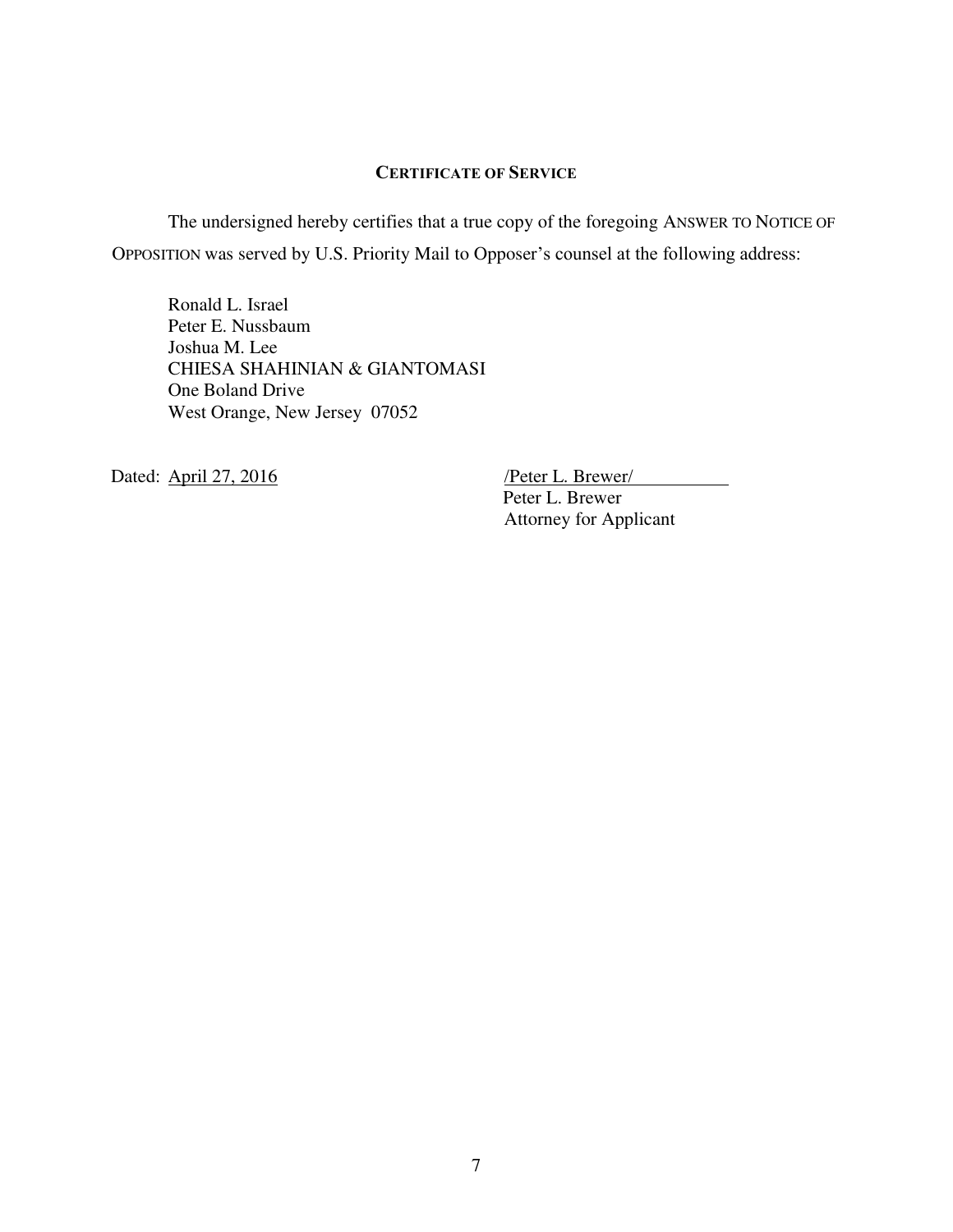## CERTIFICATE OF SERVICE

The undersigned hereby certifies that a true copy of the foregoing ANSWER TO NOTICE OF OPPOSITION was served by U.S. Priority Mail to Opposer's counsel at the following address:

Ronald L. Israel
Peter E. Nussbaum
Joshua M. Lee
CHIESA SHAHINIAN & GIANTOMASI
One Boland Drive
West Orange, New Jersey 07052

Dated: April 27, 2016

/Peter L. Brewer/
Peter L. Brewer
Attorney for Applicant